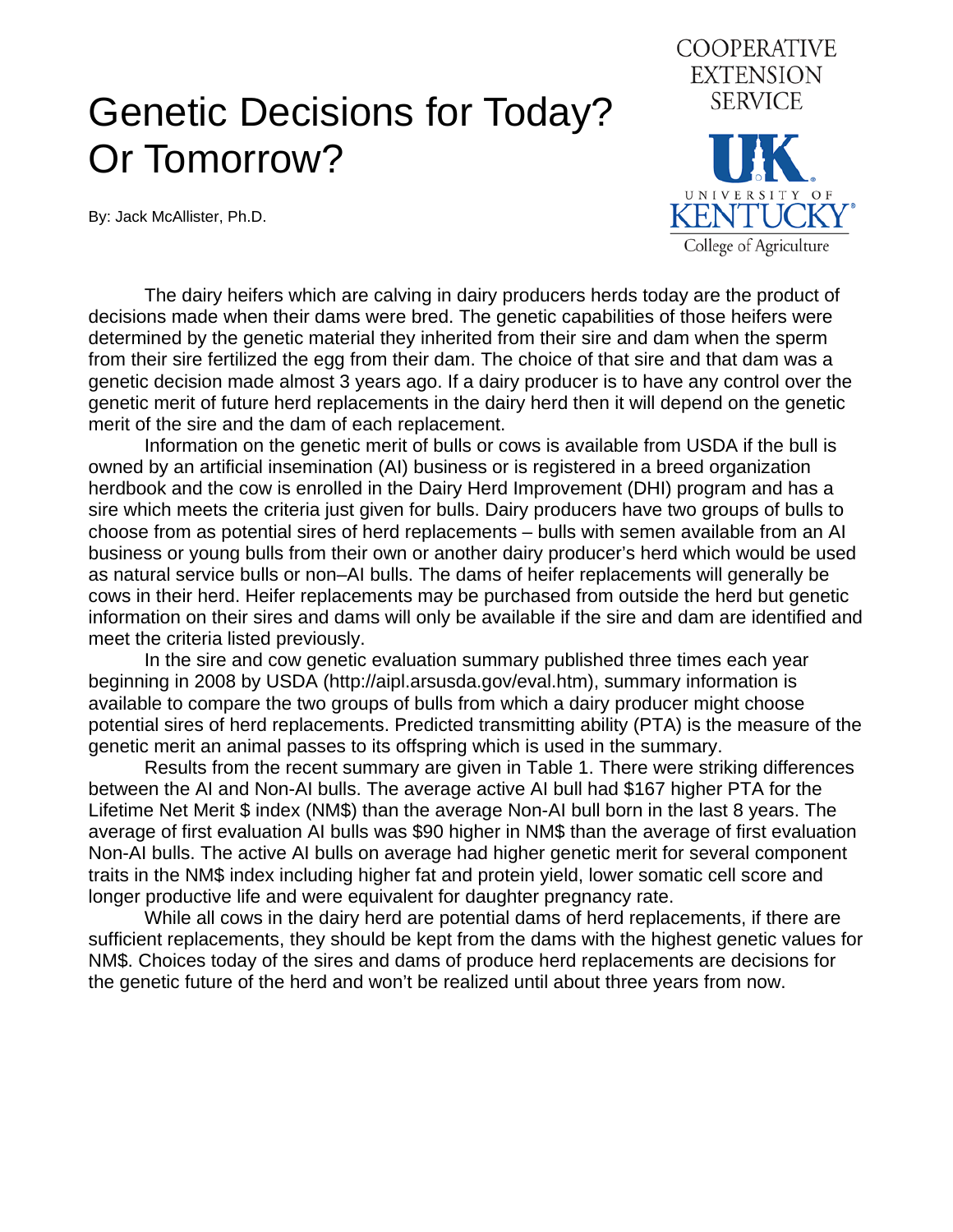# Genetic Decisions for Today? Or Tomorrow?

By: Jack McAllister, Ph.D.

COOPERATIVE EXTENSION SERVICE

UNIVERSITY OF KENTUCKY College of Agriculture

The dairy heifers which are calving in dairy producers herds today are the product of decisions made when their dams were bred. The genetic capabilities of those heifers were determined by the genetic material they inherited from their sire and dam when the sperm from their sire fertilized the egg from their dam. The choice of that sire and that dam was a genetic decision made almost 3 years ago. If a dairy producer is to have any control over the genetic merit of future herd replacements in the dairy herd then it will depend on the genetic merit of the sire and the dam of each replacement.

Information on the genetic merit of bulls or cows is available from USDA if the bull is owned by an artificial insemination (AI) business or is registered in a breed organization herdbook and the cow is enrolled in the Dairy Herd Improvement (DHI) program and has a sire which meets the criteria just given for bulls. Dairy producers have two groups of bulls to choose from as potential sires of herd replacements – bulls with semen available from an AI business or young bulls from their own or another dairy producer's herd which would be used as natural service bulls or non–AI bulls. The dams of heifer replacements will generally be cows in their herd. Heifer replacements may be purchased from outside the herd but genetic information on their sires and dams will only be available if the sire and dam are identified and meet the criteria listed previously.

In the sire and cow genetic evaluation summary published three times each year beginning in 2008 by USDA (http://aipl.arsusda.gov/eval.htm), summary information is available to compare the two groups of bulls from which a dairy producer might choose potential sires of herd replacements. Predicted transmitting ability (PTA) is the measure of the genetic merit an animal passes to its offspring which is used in the summary.

Results from the recent summary are given in Table 1. There were striking differences between the AI and Non-AI bulls. The average active AI bull had $167 higher PTA for the Lifetime Net Merit $ index (NM$) than the average Non-AI bull born in the last 8 years. The average of first evaluation AI bulls was $90 higher in NM$ than the average of first evaluation Non-AI bulls. The active AI bulls on average had higher genetic merit for several component traits in the NM$ index including higher fat and protein yield, lower somatic cell score and longer productive life and were equivalent for daughter pregnancy rate.

While all cows in the dairy herd are potential dams of herd replacements, if there are sufficient replacements, they should be kept from the dams with the highest genetic values for NM$. Choices today of the sires and dams of produce herd replacements are decisions for the genetic future of the herd and won't be realized until about three years from now.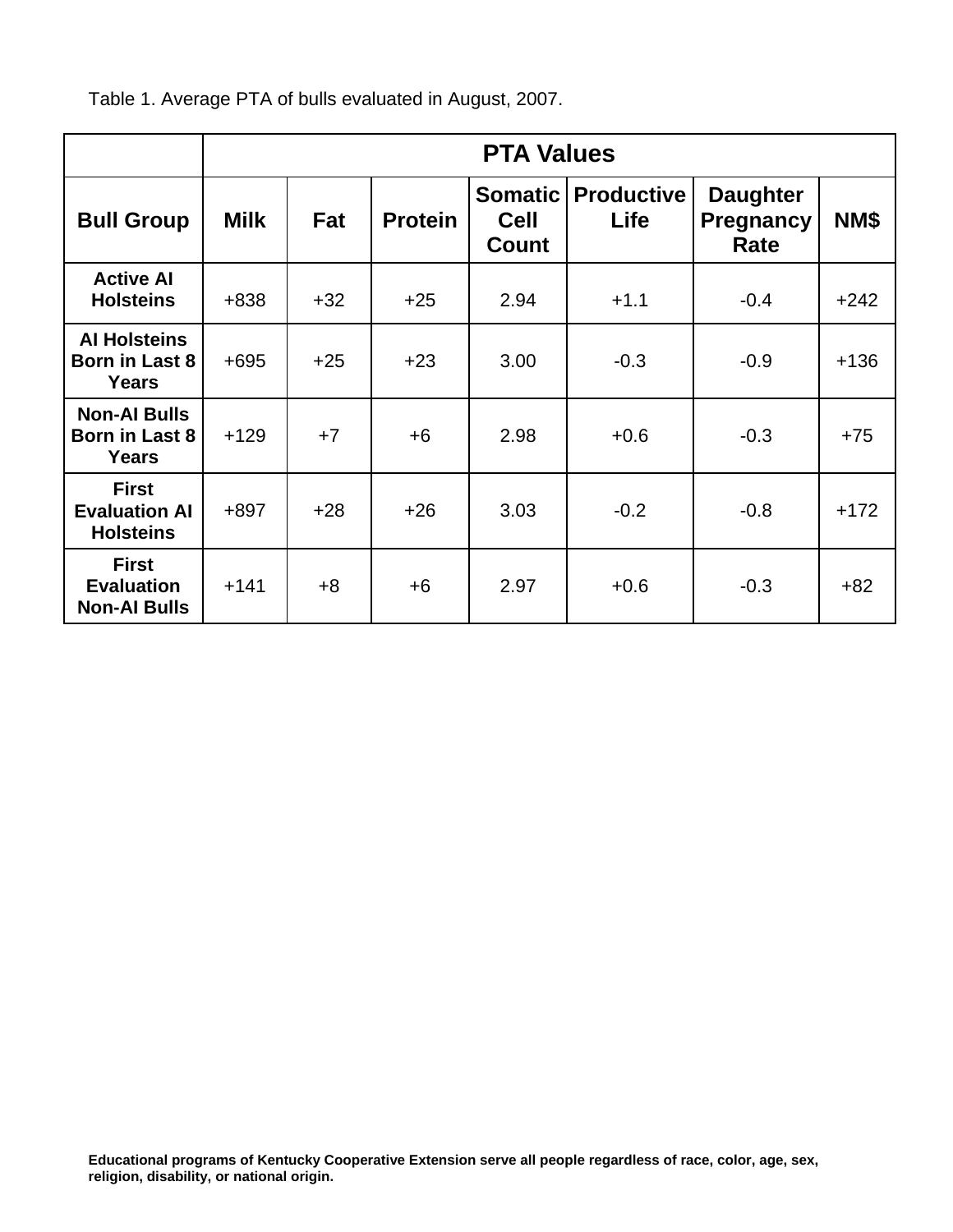Table 1. Average PTA of bulls evaluated in August, 2007.

| | PTA Values | | | | | | |
|---|---|---|---|---|---|---|---|
| **Bull Group** | **Milk** | **Fat** | **Protein** | **Somatic Cell Count** | **Productive Life** | **Daughter Pregnancy Rate** | **NM$** |
| **Active AI Holsteins** | +838 | +32 | +25 | 2.94 | +1.1 | -0.4 | +242 |
| **AI Holsteins Born in Last 8 Years** | +695 | +25 | +23 | 3.00 | -0.3 | -0.9 | +136 |
| **Non-AI Bulls Born in Last 8 Years** | +129 | +7 | +6 | 2.98 | +0.6 | -0.3 | +75 |
| **First Evaluation AI Holsteins** | +897 | +28 | +26 | 3.03 | -0.2 | -0.8 | +172 |
| **First Evaluation Non-AI Bulls** | +141 | +8 | +6 | 2.97 | +0.6 | -0.3 | +82 |

**Educational programs of Kentucky Cooperative Extension serve all people regardless of race, color, age, sex, religion, disability, or national origin.**